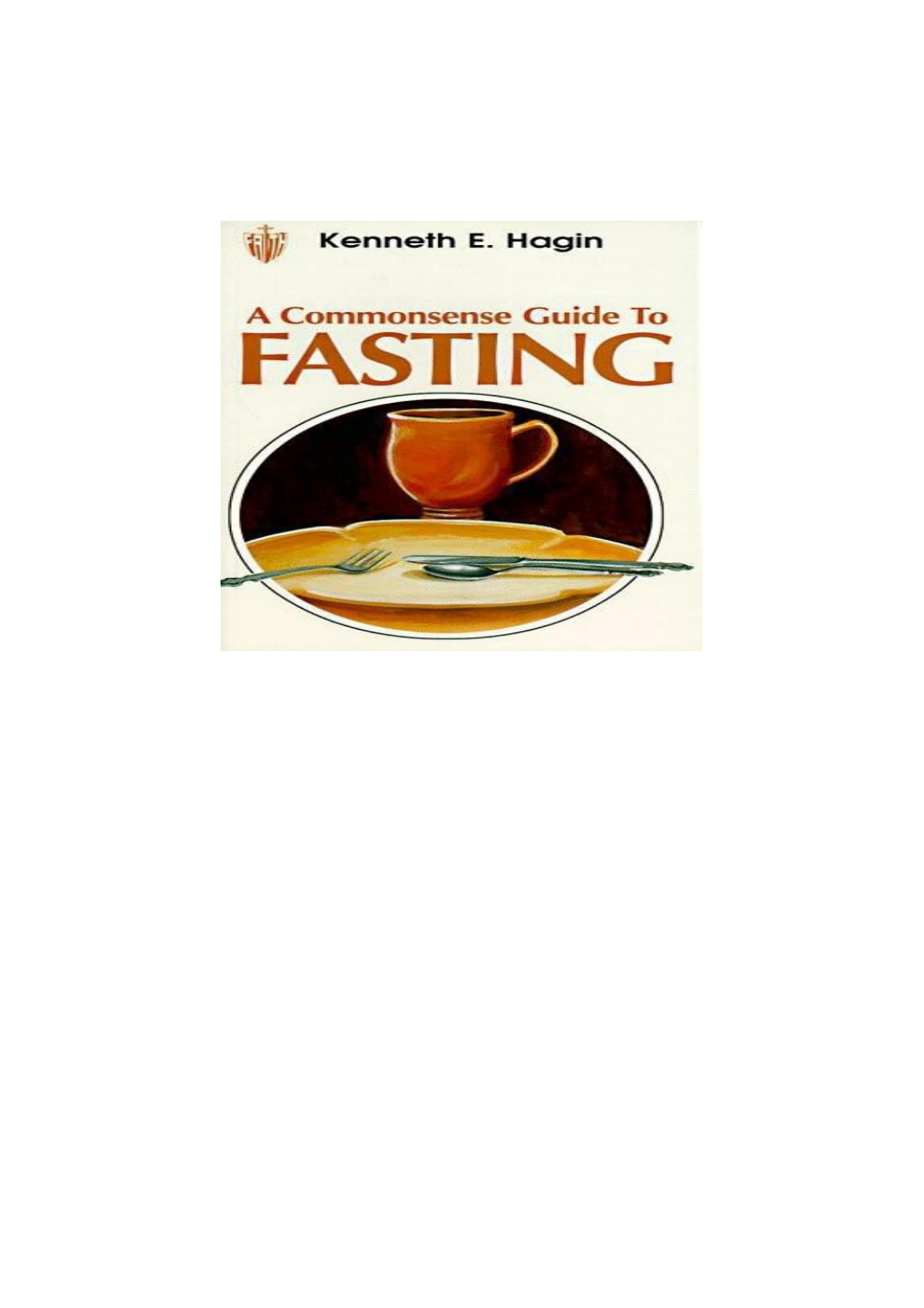Kenneth E. Hagin

# A Commonsense Guide To FASTING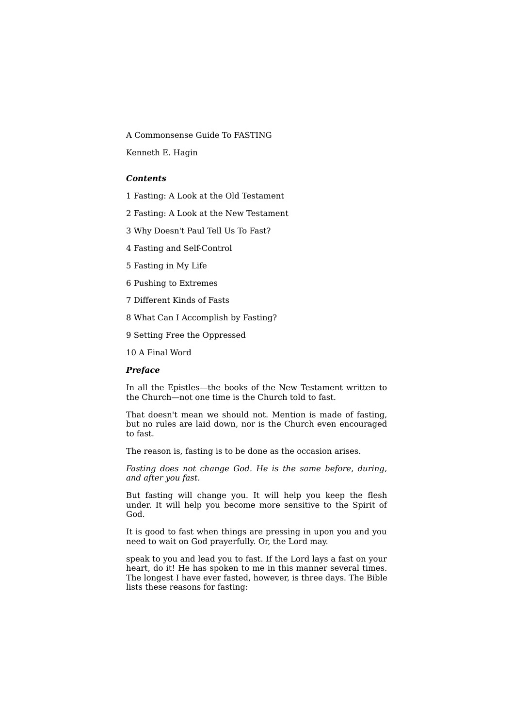A Commonsense Guide To FASTING

Kenneth E. Hagin

***Contents***

1 Fasting: A Look at the Old Testament

2 Fasting: A Look at the New Testament

3 Why Doesn't Paul Tell Us To Fast?

4 Fasting and Self-Control

5 Fasting in My Life

6 Pushing to Extremes

7 Different Kinds of Fasts

8 What Can I Accomplish by Fasting?

9 Setting Free the Oppressed

10 A Final Word

***Preface***

In all the Epistles—the books of the New Testament written to the Church—not one time is the Church told to fast.

That doesn't mean we should not. Mention is made of fasting, but no rules are laid down, nor is the Church even encouraged to fast.

The reason is, fasting is to be done as the occasion arises.

*Fasting does not change God. He is the same before, during, and after you fast.*

But fasting will change you. It will help you keep the flesh under. It will help you become more sensitive to the Spirit of God.

It is good to fast when things are pressing in upon you and you need to wait on God prayerfully. Or, the Lord may.

speak to you and lead you to fast. If the Lord lays a fast on your heart, do it! He has spoken to me in this manner several times. The longest I have ever fasted, however, is three days. The Bible lists these reasons for fasting: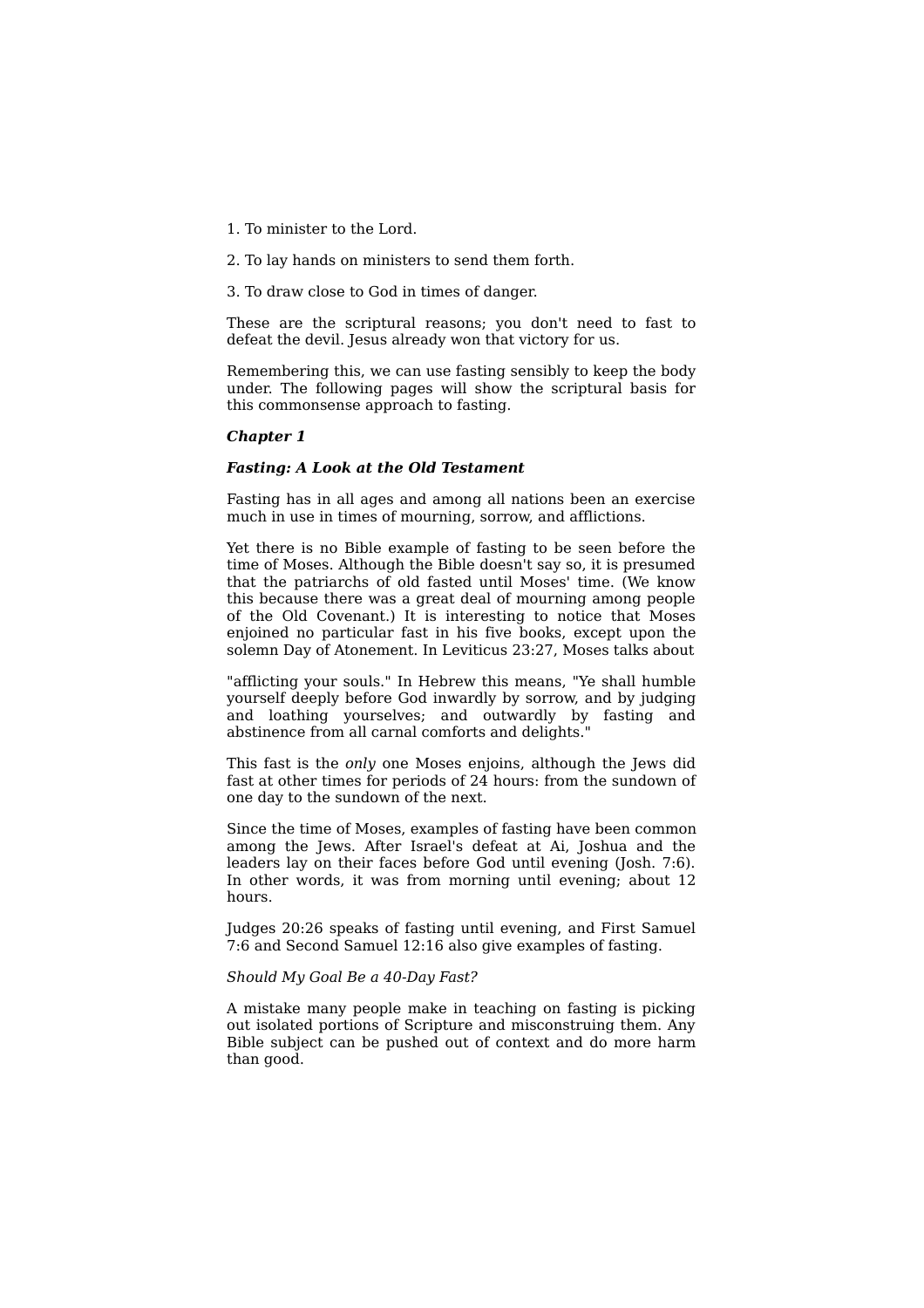1. To minister to the Lord.

2. To lay hands on ministers to send them forth.

3. To draw close to God in times of danger.

These are the scriptural reasons; you don't need to fast to defeat the devil. Jesus already won that victory for us.

Remembering this, we can use fasting sensibly to keep the body under. The following pages will show the scriptural basis for this commonsense approach to fasting.

## *Chapter 1*

## *Fasting: A Look at the Old Testament*

Fasting has in all ages and among all nations been an exercise much in use in times of mourning, sorrow, and afflictions.

Yet there is no Bible example of fasting to be seen before the time of Moses. Although the Bible doesn't say so, it is presumed that the patriarchs of old fasted until Moses' time. (We know this because there was a great deal of mourning among people of the Old Covenant.) It is interesting to notice that Moses enjoined no particular fast in his five books, except upon the solemn Day of Atonement. In Leviticus 23:27, Moses talks about "afflicting your souls." In Hebrew this means, "Ye shall humble yourself deeply before God inwardly by sorrow, and by judging and loathing yourselves; and outwardly by fasting and abstinence from all carnal comforts and delights."

This fast is the *only* one Moses enjoins, although the Jews did fast at other times for periods of 24 hours: from the sundown of one day to the sundown of the next.

Since the time of Moses, examples of fasting have been common among the Jews. After Israel's defeat at Ai, Joshua and the leaders lay on their faces before God until evening (Josh. 7:6). In other words, it was from morning until evening; about 12 hours.

Judges 20:26 speaks of fasting until evening, and First Samuel 7:6 and Second Samuel 12:16 also give examples of fasting.

### *Should My Goal Be a 40-Day Fast?*

A mistake many people make in teaching on fasting is picking out isolated portions of Scripture and misconstruing them. Any Bible subject can be pushed out of context and do more harm than good.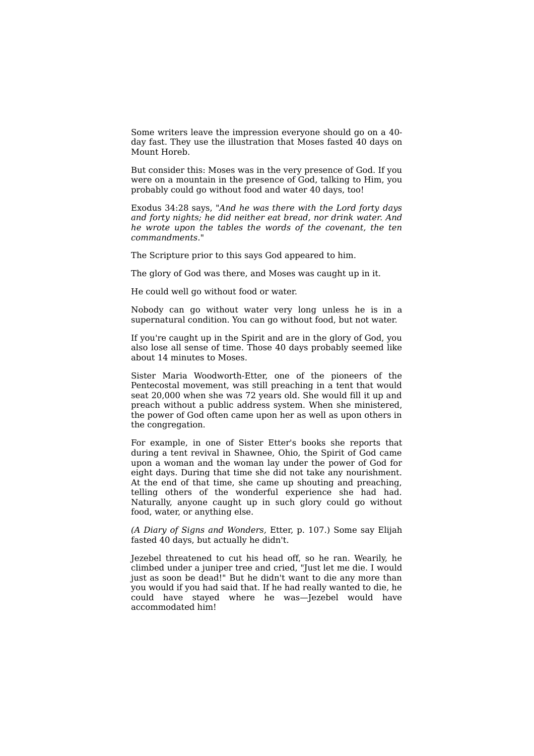Some writers leave the impression everyone should go on a 40-day fast. They use the illustration that Moses fasted 40 days on Mount Horeb.

But consider this: Moses was in the very presence of God. If you were on a mountain in the presence of God, talking to Him, you probably could go without food and water 40 days, too!

Exodus 34:28 says, "*And he was there with the Lord forty days and forty nights; he did neither eat bread, nor drink water. And he wrote upon the tables the words of the covenant, the ten commandments.*"

The Scripture prior to this says God appeared to him.

The glory of God was there, and Moses was caught up in it.

He could well go without food or water.

Nobody can go without water very long unless he is in a supernatural condition. You can go without food, but not water.

If you're caught up in the Spirit and are in the glory of God, you also lose all sense of time. Those 40 days probably seemed like about 14 minutes to Moses.

Sister Maria Woodworth-Etter, one of the pioneers of the Pentecostal movement, was still preaching in a tent that would seat 20,000 when she was 72 years old. She would fill it up and preach without a public address system. When she ministered, the power of God often came upon her as well as upon others in the congregation.

For example, in one of Sister Etter's books she reports that during a tent revival in Shawnee, Ohio, the Spirit of God came upon a woman and the woman lay under the power of God for eight days. During that time she did not take any nourishment. At the end of that time, she came up shouting and preaching, telling others of the wonderful experience she had had. Naturally, anyone caught up in such glory could go without food, water, or anything else.

(*A Diary of Signs and Wonders,* Etter, p. 107.) Some say Elijah fasted 40 days, but actually he didn't.

Jezebel threatened to cut his head off, so he ran. Wearily, he climbed under a juniper tree and cried, "Just let me die. I would just as soon be dead!" But he didn't want to die any more than you would if you had said that. If he had really wanted to die, he could have stayed where he was—Jezebel would have accommodated him!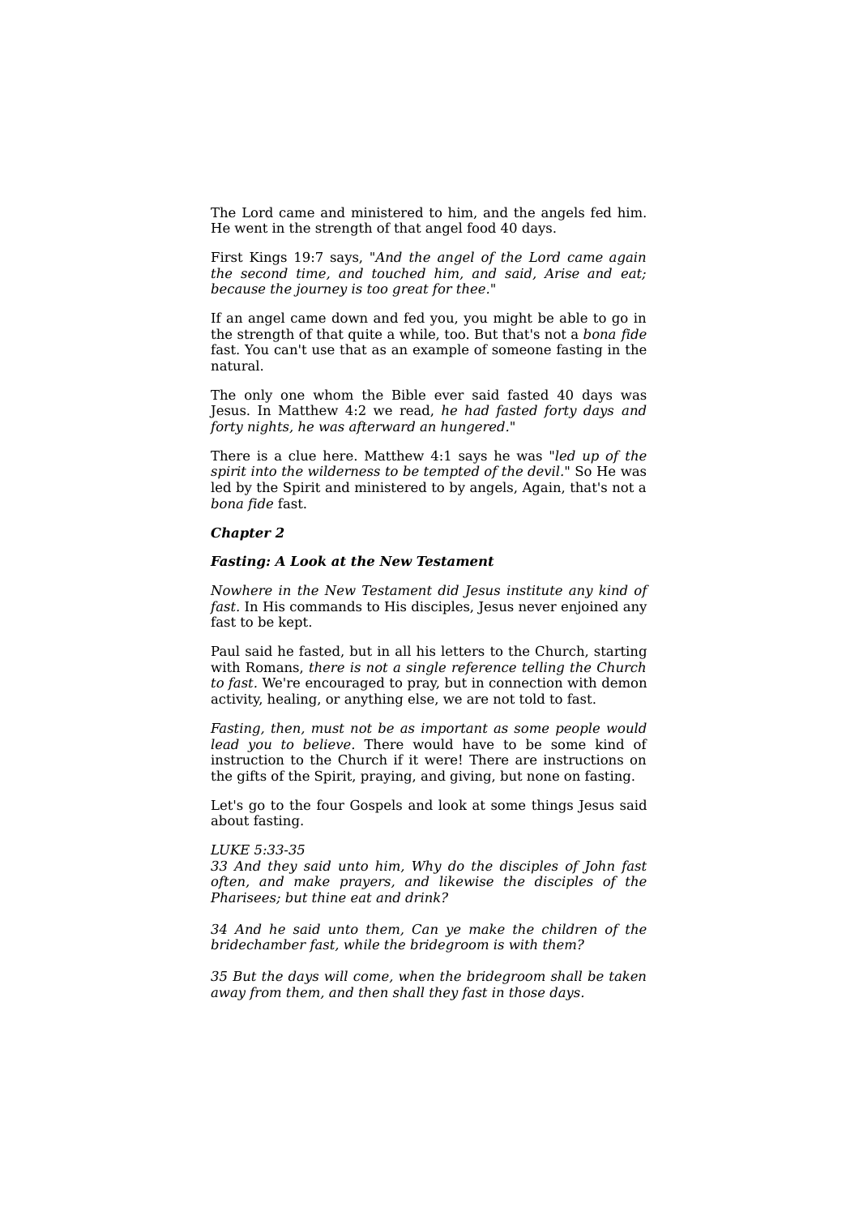The Lord came and ministered to him, and the angels fed him. He went in the strength of that angel food 40 days.

First Kings 19:7 says, "*And the angel of the Lord came again the second time, and touched him, and said, Arise and eat; because the journey is too great for thee.*"

If an angel came down and fed you, you might be able to go in the strength of that quite a while, too. But that's not a *bona fide* fast. You can't use that as an example of someone fasting in the natural.

The only one whom the Bible ever said fasted 40 days was Jesus. In Matthew 4:2 we read, *he had fasted forty days and forty nights, he was afterward an hungered.*"

There is a clue here. Matthew 4:1 says he was "*led up of the spirit into the wilderness to be tempted of the devil.*" So He was led by the Spirit and ministered to by angels, Again, that's not a *bona fide* fast.

## ***Chapter 2***

### ***Fasting: A Look at the New Testament***

*Nowhere in the New Testament did Jesus institute any kind of fast.* In His commands to His disciples, Jesus never enjoined any fast to be kept.

Paul said he fasted, but in all his letters to the Church, starting with Romans, *there is not a single reference telling the Church to fast.* We're encouraged to pray, but in connection with demon activity, healing, or anything else, we are not told to fast.

*Fasting, then, must not be as important as some people would lead you to believe.* There would have to be some kind of instruction to the Church if it were! There are instructions on the gifts of the Spirit, praying, and giving, but none on fasting.

Let's go to the four Gospels and look at some things Jesus said about fasting.

*LUKE 5:33-35*
*33 And they said unto him, Why do the disciples of John fast often, and make prayers, and likewise the disciples of the Pharisees; but thine eat and drink?*

*34 And he said unto them, Can ye make the children of the bridechamber fast, while the bridegroom is with them?*

*35 But the days will come, when the bridegroom shall be taken away from them, and then shall they fast in those days.*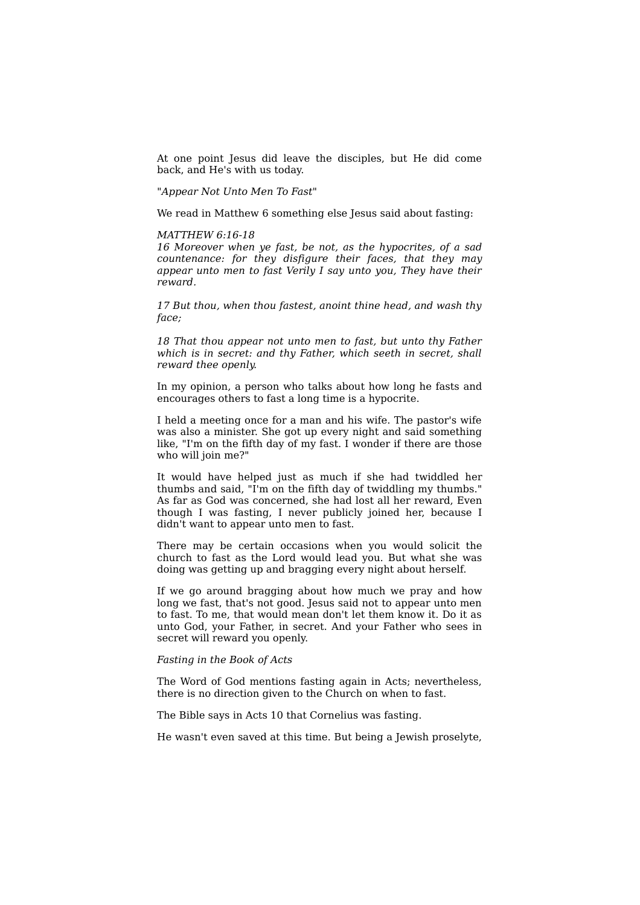At one point Jesus did leave the disciples, but He did come back, and He's with us today.

"*Appear Not Unto Men To Fast*"

We read in Matthew 6 something else Jesus said about fasting:

*MATTHEW 6:16-18*
*16 Moreover when ye fast, be not, as the hypocrites, of a sad countenance: for they disfigure their faces, that they may appear unto men to fast Verily I say unto you, They have their reward.*

*17 But thou, when thou fastest, anoint thine head, and wash thy face;*

*18 That thou appear not unto men to fast, but unto thy Father which is in secret: and thy Father, which seeth in secret, shall reward thee openly.*

In my opinion, a person who talks about how long he fasts and encourages others to fast a long time is a hypocrite.

I held a meeting once for a man and his wife. The pastor's wife was also a minister. She got up every night and said something like, "I'm on the fifth day of my fast. I wonder if there are those who will join me?"

It would have helped just as much if she had twiddled her thumbs and said, "I'm on the fifth day of twiddling my thumbs." As far as God was concerned, she had lost all her reward, Even though I was fasting, I never publicly joined her, because I didn't want to appear unto men to fast.

There may be certain occasions when you would solicit the church to fast as the Lord would lead you. But what she was doing was getting up and bragging every night about herself.

If we go around bragging about how much we pray and how long we fast, that's not good. Jesus said not to appear unto men to fast. To me, that would mean don't let them know it. Do it as unto God, your Father, in secret. And your Father who sees in secret will reward you openly.

*Fasting in the Book of Acts*

The Word of God mentions fasting again in Acts; nevertheless, there is no direction given to the Church on when to fast.

The Bible says in Acts 10 that Cornelius was fasting.

He wasn't even saved at this time. But being a Jewish proselyte,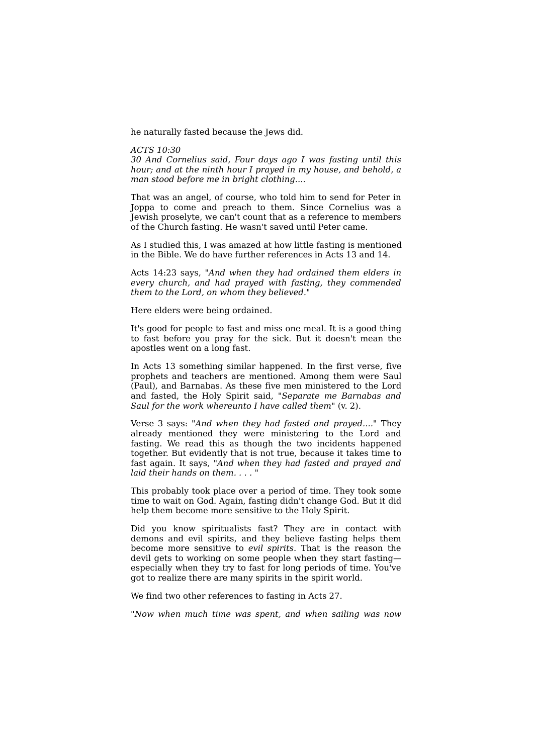he naturally fasted because the Jews did.

*ACTS 10:30*
*30 And Cornelius said, Four days ago I was fasting until this hour; and at the ninth hour I prayed in my house, and behold, a man stood before me in bright clothing....*

That was an angel, of course, who told him to send for Peter in Joppa to come and preach to them. Since Cornelius was a Jewish proselyte, we can't count that as a reference to members of the Church fasting. He wasn't saved until Peter came.

As I studied this, I was amazed at how little fasting is mentioned in the Bible. We do have further references in Acts 13 and 14.

Acts 14:23 says, "*And when they had ordained them elders in every church, and had prayed with fasting, they commended them to the Lord, on whom they believed.*"

Here elders were being ordained.

It's good for people to fast and miss one meal. It is a good thing to fast before you pray for the sick. But it doesn't mean the apostles went on a long fast.

In Acts 13 something similar happened. In the first verse, five prophets and teachers are mentioned. Among them were Saul (Paul), and Barnabas. As these five men ministered to the Lord and fasted, the Holy Spirit said, "*Separate me Barnabas and Saul for the work whereunto I have called them*" (v. 2).

Verse 3 says: "*And when they had fasted and prayed....*" They already mentioned they were ministering to the Lord and fasting. We read this as though the two incidents happened together. But evidently that is not true, because it takes time to fast again. It says, "*And when they had fasted and prayed and laid their hands on them. . . .* "

This probably took place over a period of time. They took some time to wait on God. Again, fasting didn't change God. But it did help them become more sensitive to the Holy Spirit.

Did you know spiritualists fast? They are in contact with demons and evil spirits, and they believe fasting helps them become more sensitive to *evil spirits*. That is the reason the devil gets to working on some people when they start fasting—especially when they try to fast for long periods of time. You've got to realize there are many spirits in the spirit world.

We find two other references to fasting in Acts 27.

"*Now when much time was spent, and when sailing was now*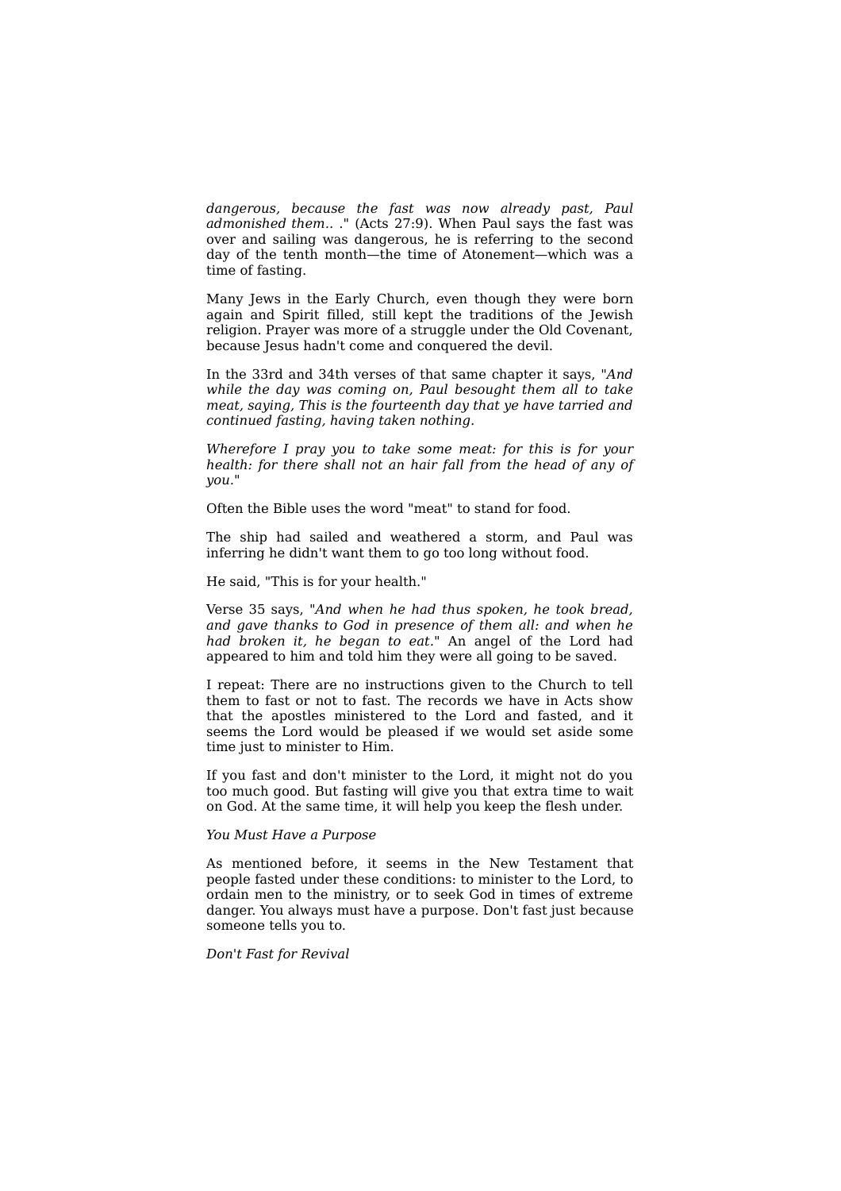*dangerous, because the fast was now already past, Paul admonished them.. .*" (Acts 27:9). When Paul says the fast was over and sailing was dangerous, he is referring to the second day of the tenth month—the time of Atonement—which was a time of fasting.

Many Jews in the Early Church, even though they were born again and Spirit filled, still kept the traditions of the Jewish religion. Prayer was more of a struggle under the Old Covenant, because Jesus hadn't come and conquered the devil.

In the 33rd and 34th verses of that same chapter it says, "*And while the day was coming on, Paul besought them all to take meat, saying, This is the fourteenth day that ye have tarried and continued fasting, having taken nothing.*

*Wherefore I pray you to take some meat: for this is for your health: for there shall not an hair fall from the head of any of you.*"

Often the Bible uses the word "meat" to stand for food.

The ship had sailed and weathered a storm, and Paul was inferring he didn't want them to go too long without food.

He said, "This is for your health."

Verse 35 says, "*And when he had thus spoken, he took bread, and gave thanks to God in presence of them all: and when he had broken it, he began to eat.*" An angel of the Lord had appeared to him and told him they were all going to be saved.

I repeat: There are no instructions given to the Church to tell them to fast or not to fast. The records we have in Acts show that the apostles ministered to the Lord and fasted, and it seems the Lord would be pleased if we would set aside some time just to minister to Him.

If you fast and don't minister to the Lord, it might not do you too much good. But fasting will give you that extra time to wait on God. At the same time, it will help you keep the flesh under.

*You Must Have a Purpose*

As mentioned before, it seems in the New Testament that people fasted under these conditions: to minister to the Lord, to ordain men to the ministry, or to seek God in times of extreme danger. You always must have a purpose. Don't fast just because someone tells you to.

*Don't Fast for Revival*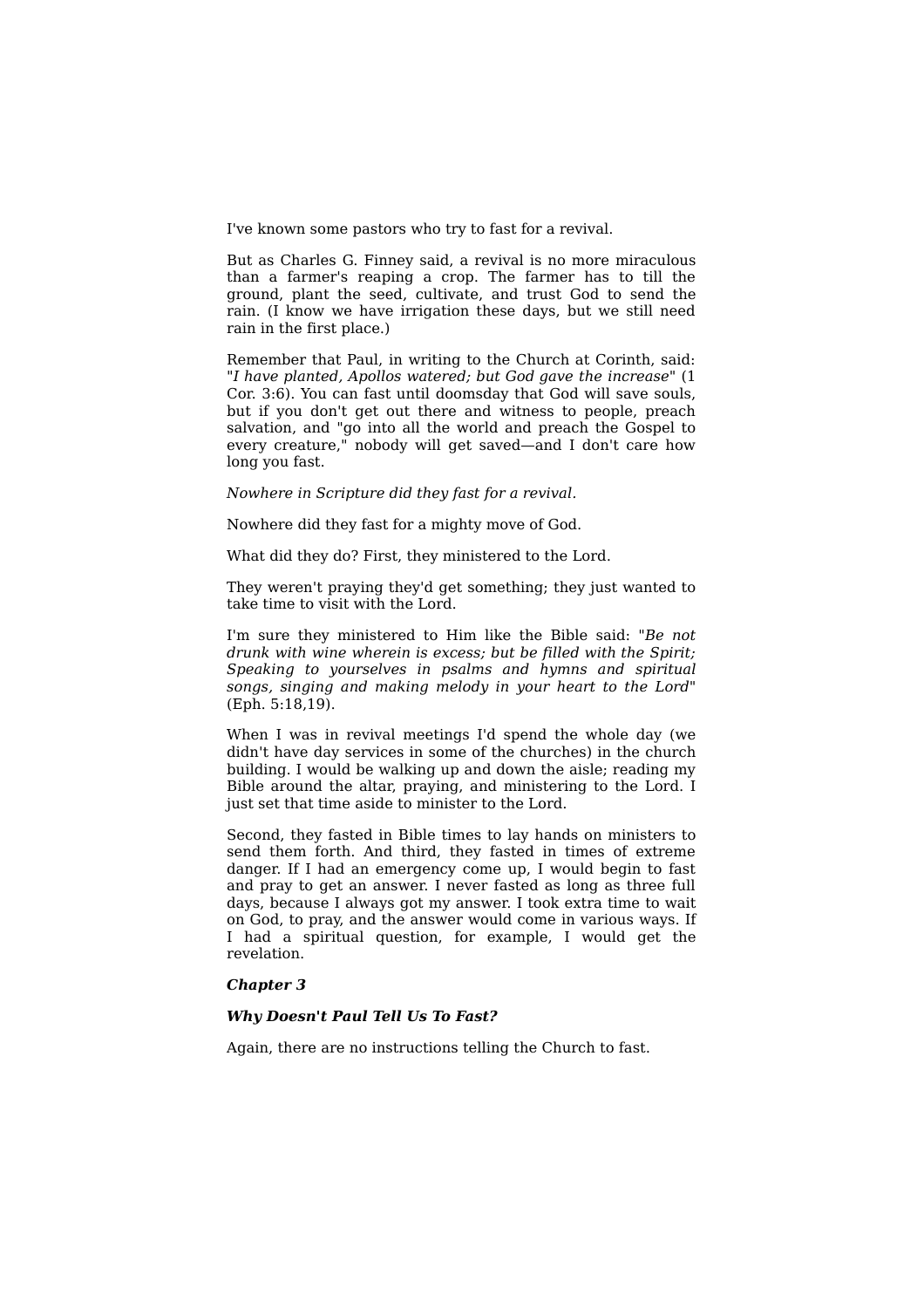I've known some pastors who try to fast for a revival.

But as Charles G. Finney said, a revival is no more miraculous than a farmer's reaping a crop. The farmer has to till the ground, plant the seed, cultivate, and trust God to send the rain. (I know we have irrigation these days, but we still need rain in the first place.)

Remember that Paul, in writing to the Church at Corinth, said: "*I have planted, Apollos watered; but God gave the increase*" (1 Cor. 3:6). You can fast until doomsday that God will save souls, but if you don't get out there and witness to people, preach salvation, and "go into all the world and preach the Gospel to every creature," nobody will get saved—and I don't care how long you fast.

*Nowhere in Scripture did they fast for a revival.*

Nowhere did they fast for a mighty move of God.

What did they do? First, they ministered to the Lord.

They weren't praying they'd get something; they just wanted to take time to visit with the Lord.

I'm sure they ministered to Him like the Bible said: "*Be not drunk with wine wherein is excess; but be filled with the Spirit; Speaking to yourselves in psalms and hymns and spiritual songs, singing and making melody in your heart to the Lord*" (Eph. 5:18,19).

When I was in revival meetings I'd spend the whole day (we didn't have day services in some of the churches) in the church building. I would be walking up and down the aisle; reading my Bible around the altar, praying, and ministering to the Lord. I just set that time aside to minister to the Lord.

Second, they fasted in Bible times to lay hands on ministers to send them forth. And third, they fasted in times of extreme danger. If I had an emergency come up, I would begin to fast and pray to get an answer. I never fasted as long as three full days, because I always got my answer. I took extra time to wait on God, to pray, and the answer would come in various ways. If I had a spiritual question, for example, I would get the revelation.

## *Chapter 3*

### *Why Doesn't Paul Tell Us To Fast?*

Again, there are no instructions telling the Church to fast.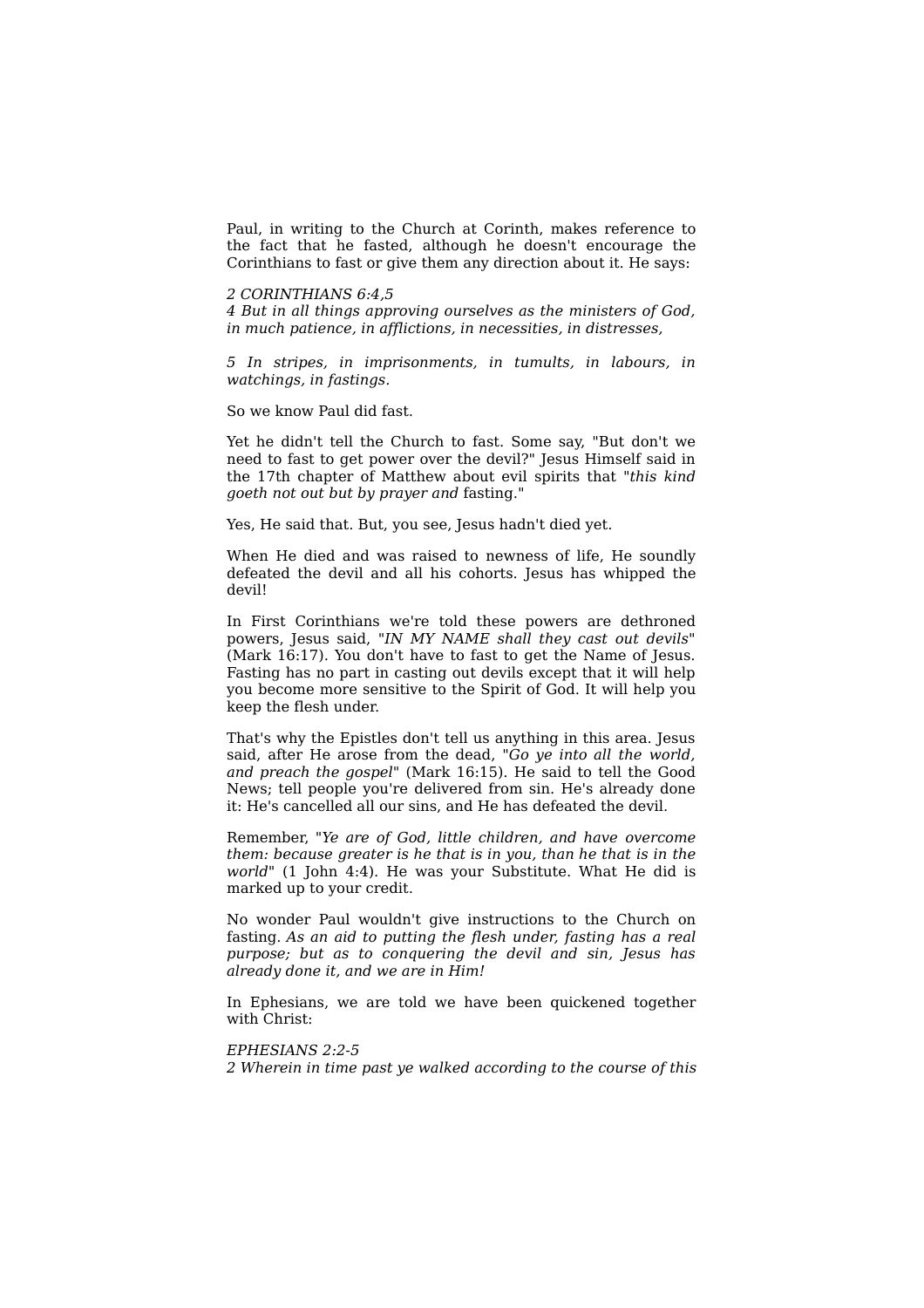Paul, in writing to the Church at Corinth, makes reference to the fact that he fasted, although he doesn't encourage the Corinthians to fast or give them any direction about it. He says:

*2 CORINTHIANS 6:4,5*
*4 But in all things approving ourselves as the ministers of God, in much patience, in afflictions, in necessities, in distresses,*

*5 In stripes, in imprisonments, in tumults, in labours, in watchings, in fastings.*

So we know Paul did fast.

Yet he didn't tell the Church to fast. Some say, "But don't we need to fast to get power over the devil?" Jesus Himself said in the 17th chapter of Matthew about evil spirits that "*this kind goeth not out but by prayer and* fasting."

Yes, He said that. But, you see, Jesus hadn't died yet.

When He died and was raised to newness of life, He soundly defeated the devil and all his cohorts. Jesus has whipped the devil!

In First Corinthians we're told these powers are dethroned powers, Jesus said, "*IN MY NAME shall they cast out devils*" (Mark 16:17). You don't have to fast to get the Name of Jesus. Fasting has no part in casting out devils except that it will help you become more sensitive to the Spirit of God. It will help you keep the flesh under.

That's why the Epistles don't tell us anything in this area. Jesus said, after He arose from the dead, "*Go ye into all the world, and preach the gospel*" (Mark 16:15). He said to tell the Good News; tell people you're delivered from sin. He's already done it: He's cancelled all our sins, and He has defeated the devil.

Remember, "*Ye are of God, little children, and have overcome them: because greater is he that is in you, than he that is in the world*" (1 John 4:4). He was your Substitute. What He did is marked up to your credit.

No wonder Paul wouldn't give instructions to the Church on fasting. *As an aid to putting the flesh under, fasting has a real purpose; but as to conquering the devil and sin, Jesus has already done it, and we are in Him!*

In Ephesians, we are told we have been quickened together with Christ:

*EPHESIANS 2:2-5*
*2 Wherein in time past ye walked according to the course of this*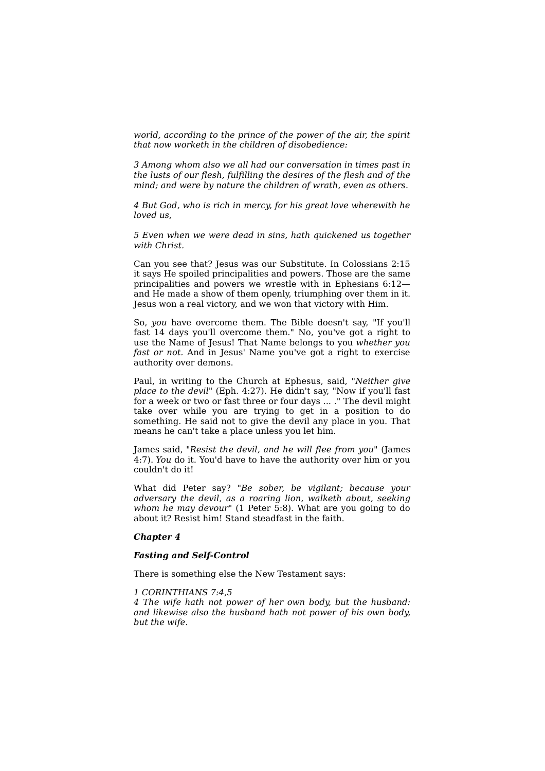*world, according to the prince of the power of the air, the spirit that now worketh in the children of disobedience:*

*3 Among whom also we all had our conversation in times past in the lusts of our flesh, fulfilling the desires of the flesh and of the mind; and were by nature the children of wrath, even as others.*

*4 But God, who is rich in mercy, for his great love wherewith he loved us,*

*5 Even when we were dead in sins, hath quickened us together with Christ.*

Can you see that? Jesus was our Substitute. In Colossians 2:15 it says He spoiled principalities and powers. Those are the same principalities and powers we wrestle with in Ephesians 6:12—and He made a show of them openly, triumphing over them in it. Jesus won a real victory, and we won that victory with Him.

So, *you* have overcome them. The Bible doesn't say, "If you'll fast 14 days you'll overcome them." No, you've got a right to use the Name of Jesus! That Name belongs to you *whether you fast or not.* And in Jesus' Name you've got a right to exercise authority over demons.

Paul, in writing to the Church at Ephesus, said, "*Neither give place to the devil*" (Eph. 4:27). He didn't say, "Now if you'll fast for a week or two or fast three or four days ... ." The devil might take over while you are trying to get in a position to do something. He said not to give the devil any place in you. That means he can't take a place unless you let him.

James said, "*Resist the devil, and he will flee from you*" (James 4:7). *You* do it. You'd have to have the authority over him or you couldn't do it!

What did Peter say? "*Be sober, be vigilant; because your adversary the devil, as a roaring lion, walketh about, seeking whom he may devour*" (1 Peter 5:8). What are you going to do about it? Resist him! Stand steadfast in the faith.

## ***Chapter 4***

### ***Fasting and Self-Control***

There is something else the New Testament says:

*1 CORINTHIANS 7:4,5*
*4 The wife hath not power of her own body, but the husband: and likewise also the husband hath not power of his own body, but the wife.*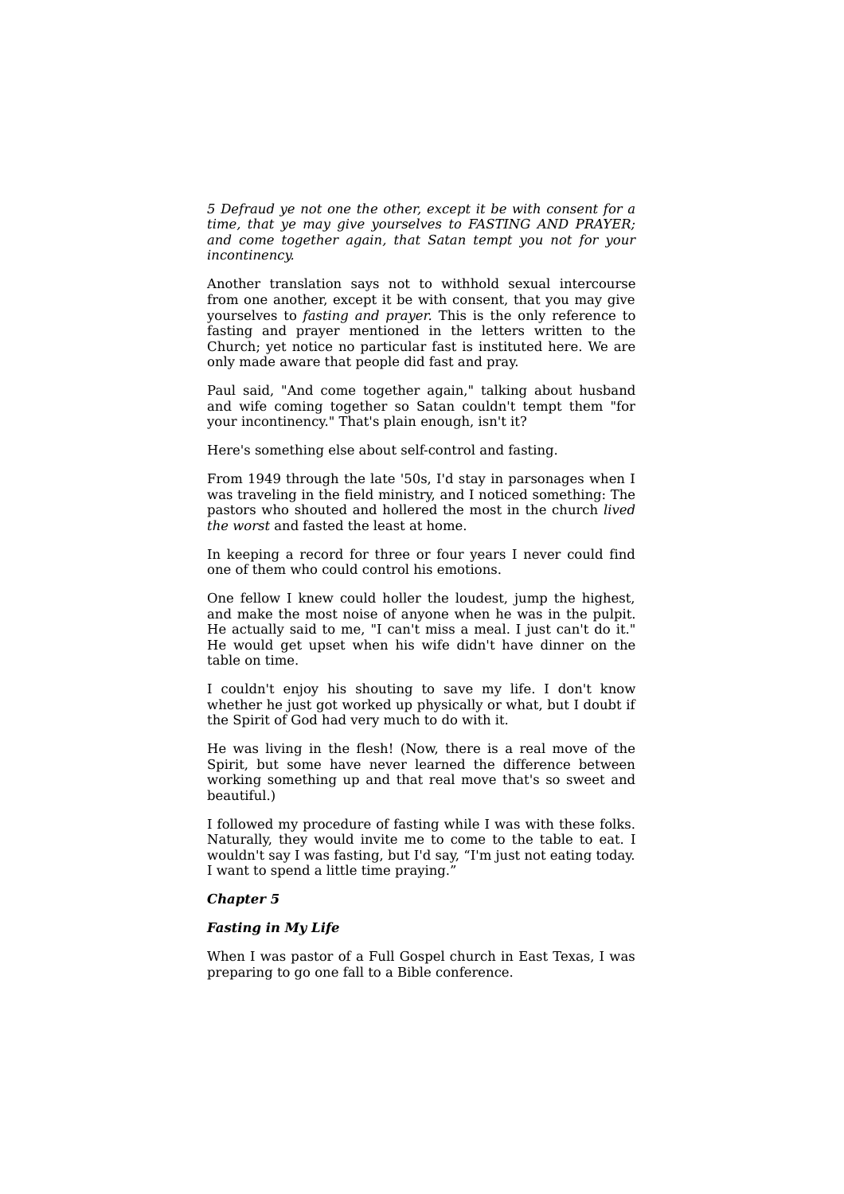*5 Defraud ye not one the other, except it be with consent for a time, that ye may give yourselves to FASTING AND PRAYER; and come together again, that Satan tempt you not for your incontinency.*

Another translation says not to withhold sexual intercourse from one another, except it be with consent, that you may give yourselves to *fasting and prayer*. This is the only reference to fasting and prayer mentioned in the letters written to the Church; yet notice no particular fast is instituted here. We are only made aware that people did fast and pray.

Paul said, "And come together again," talking about husband and wife coming together so Satan couldn't tempt them "for your incontinency." That's plain enough, isn't it?

Here's something else about self-control and fasting.

From 1949 through the late '50s, I'd stay in parsonages when I was traveling in the field ministry, and I noticed something: The pastors who shouted and hollered the most in the church *lived the worst* and fasted the least at home.

In keeping a record for three or four years I never could find one of them who could control his emotions.

One fellow I knew could holler the loudest, jump the highest, and make the most noise of anyone when he was in the pulpit. He actually said to me, "I can't miss a meal. I just can't do it." He would get upset when his wife didn't have dinner on the table on time.

I couldn't enjoy his shouting to save my life. I don't know whether he just got worked up physically or what, but I doubt if the Spirit of God had very much to do with it.

He was living in the flesh! (Now, there is a real move of the Spirit, but some have never learned the difference between working something up and that real move that's so sweet and beautiful.)

I followed my procedure of fasting while I was with these folks. Naturally, they would invite me to come to the table to eat. I wouldn't say I was fasting, but I'd say, “I'm just not eating today. I want to spend a little time praying.”

## *Chapter 5*

### *Fasting in My Life*

When I was pastor of a Full Gospel church in East Texas, I was preparing to go one fall to a Bible conference.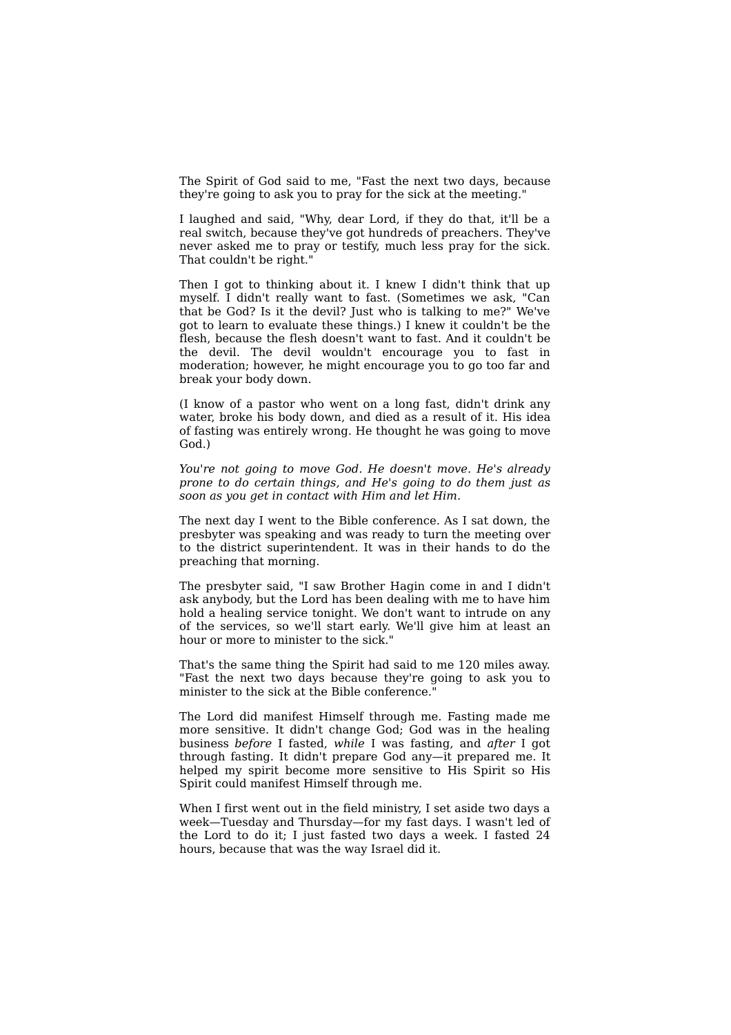The Spirit of God said to me, "Fast the next two days, because they're going to ask you to pray for the sick at the meeting."

I laughed and said, "Why, dear Lord, if they do that, it'll be a real switch, because they've got hundreds of preachers. They've never asked me to pray or testify, much less pray for the sick. That couldn't be right."

Then I got to thinking about it. I knew I didn't think that up myself. I didn't really want to fast. (Sometimes we ask, "Can that be God? Is it the devil? Just who is talking to me?" We've got to learn to evaluate these things.) I knew it couldn't be the flesh, because the flesh doesn't want to fast. And it couldn't be the devil. The devil wouldn't encourage you to fast in moderation; however, he might encourage you to go too far and break your body down.

(I know of a pastor who went on a long fast, didn't drink any water, broke his body down, and died as a result of it. His idea of fasting was entirely wrong. He thought he was going to move God.)

*You're not going to move God. He doesn't move. He's already prone to do certain things, and He's going to do them just as soon as you get in contact with Him and let Him.*

The next day I went to the Bible conference. As I sat down, the presbyter was speaking and was ready to turn the meeting over to the district superintendent. It was in their hands to do the preaching that morning.

The presbyter said, "I saw Brother Hagin come in and I didn't ask anybody, but the Lord has been dealing with me to have him hold a healing service tonight. We don't want to intrude on any of the services, so we'll start early. We'll give him at least an hour or more to minister to the sick."

That's the same thing the Spirit had said to me 120 miles away. "Fast the next two days because they're going to ask you to minister to the sick at the Bible conference."

The Lord did manifest Himself through me. Fasting made me more sensitive. It didn't change God; God was in the healing business *before* I fasted, *while* I was fasting, and *after* I got through fasting. It didn't prepare God any—it prepared me. It helped my spirit become more sensitive to His Spirit so His Spirit could manifest Himself through me.

When I first went out in the field ministry, I set aside two days a week—Tuesday and Thursday—for my fast days. I wasn't led of the Lord to do it; I just fasted two days a week. I fasted 24 hours, because that was the way Israel did it.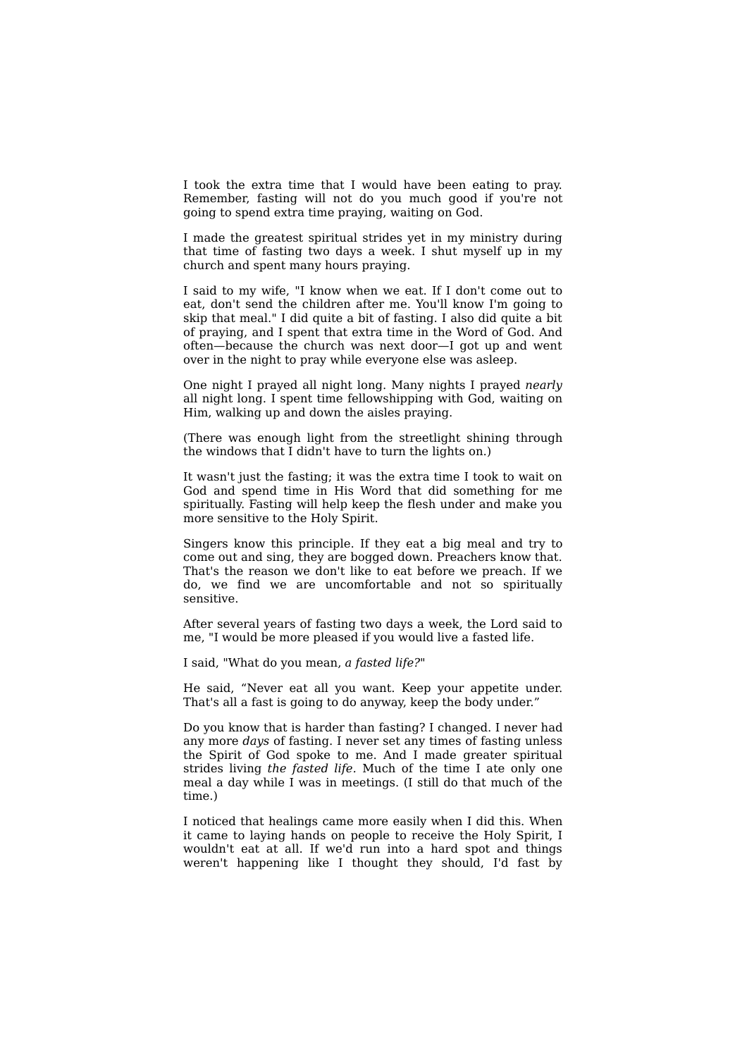I took the extra time that I would have been eating to pray. Remember, fasting will not do you much good if you're not going to spend extra time praying, waiting on God.

I made the greatest spiritual strides yet in my ministry during that time of fasting two days a week. I shut myself up in my church and spent many hours praying.

I said to my wife, "I know when we eat. If I don't come out to eat, don't send the children after me. You'll know I'm going to skip that meal." I did quite a bit of fasting. I also did quite a bit of praying, and I spent that extra time in the Word of God. And often—because the church was next door—I got up and went over in the night to pray while everyone else was asleep.

One night I prayed all night long. Many nights I prayed *nearly* all night long. I spent time fellowshipping with God, waiting on Him, walking up and down the aisles praying.

(There was enough light from the streetlight shining through the windows that I didn't have to turn the lights on.)

It wasn't just the fasting; it was the extra time I took to wait on God and spend time in His Word that did something for me spiritually. Fasting will help keep the flesh under and make you more sensitive to the Holy Spirit.

Singers know this principle. If they eat a big meal and try to come out and sing, they are bogged down. Preachers know that. That's the reason we don't like to eat before we preach. If we do, we find we are uncomfortable and not so spiritually sensitive.

After several years of fasting two days a week, the Lord said to me, "I would be more pleased if you would live a fasted life.

I said, "What do you mean, *a fasted life?*"

He said, "Never eat all you want. Keep your appetite under. That's all a fast is going to do anyway, keep the body under."

Do you know that is harder than fasting? I changed. I never had any more *days* of fasting. I never set any times of fasting unless the Spirit of God spoke to me. And I made greater spiritual strides living *the fasted life*. Much of the time I ate only one meal a day while I was in meetings. (I still do that much of the time.)

I noticed that healings came more easily when I did this. When it came to laying hands on people to receive the Holy Spirit, I wouldn't eat at all. If we'd run into a hard spot and things weren't happening like I thought they should, I'd fast by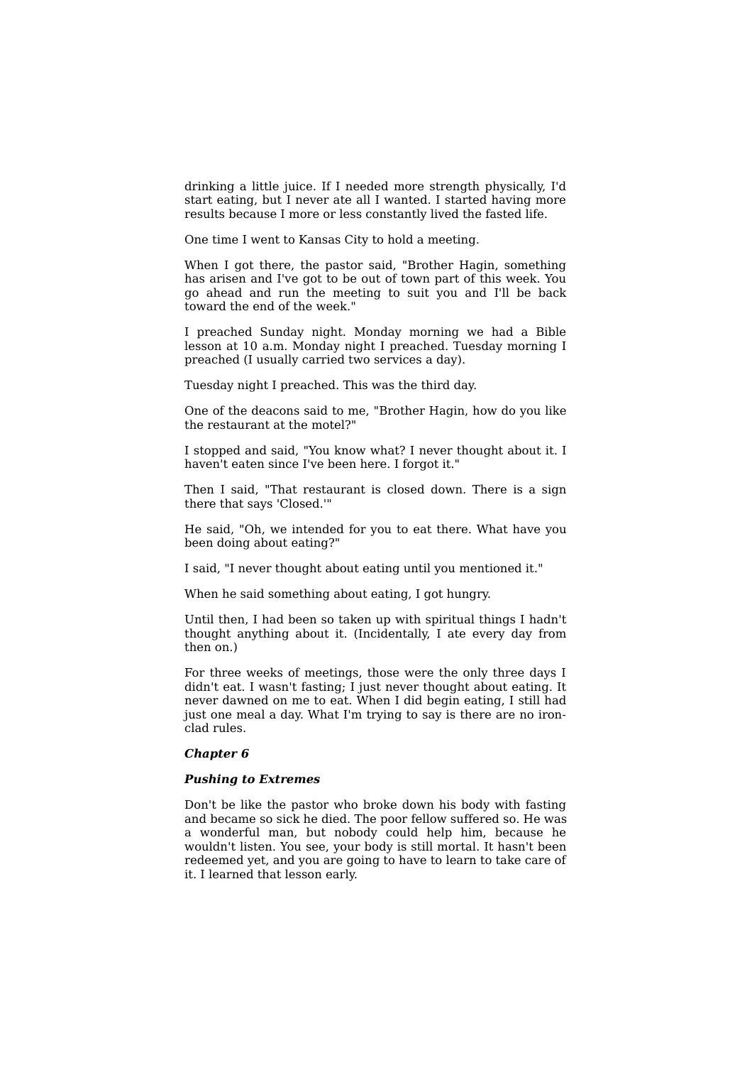drinking a little juice. If I needed more strength physically, I'd start eating, but I never ate all I wanted. I started having more results because I more or less constantly lived the fasted life.

One time I went to Kansas City to hold a meeting.

When I got there, the pastor said, "Brother Hagin, something has arisen and I've got to be out of town part of this week. You go ahead and run the meeting to suit you and I'll be back toward the end of the week."

I preached Sunday night. Monday morning we had a Bible lesson at 10 a.m. Monday night I preached. Tuesday morning I preached (I usually carried two services a day).

Tuesday night I preached. This was the third day.

One of the deacons said to me, "Brother Hagin, how do you like the restaurant at the motel?"

I stopped and said, "You know what? I never thought about it. I haven't eaten since I've been here. I forgot it."

Then I said, "That restaurant is closed down. There is a sign there that says 'Closed.'"

He said, "Oh, we intended for you to eat there. What have you been doing about eating?"

I said, "I never thought about eating until you mentioned it."

When he said something about eating, I got hungry.

Until then, I had been so taken up with spiritual things I hadn't thought anything about it. (Incidentally, I ate every day from then on.)

For three weeks of meetings, those were the only three days I didn't eat. I wasn't fasting; I just never thought about eating. It never dawned on me to eat. When I did begin eating, I still had just one meal a day. What I'm trying to say is there are no iron-clad rules.

## *Chapter 6*

### *Pushing to Extremes*

Don't be like the pastor who broke down his body with fasting and became so sick he died. The poor fellow suffered so. He was a wonderful man, but nobody could help him, because he wouldn't listen. You see, your body is still mortal. It hasn't been redeemed yet, and you are going to have to learn to take care of it. I learned that lesson early.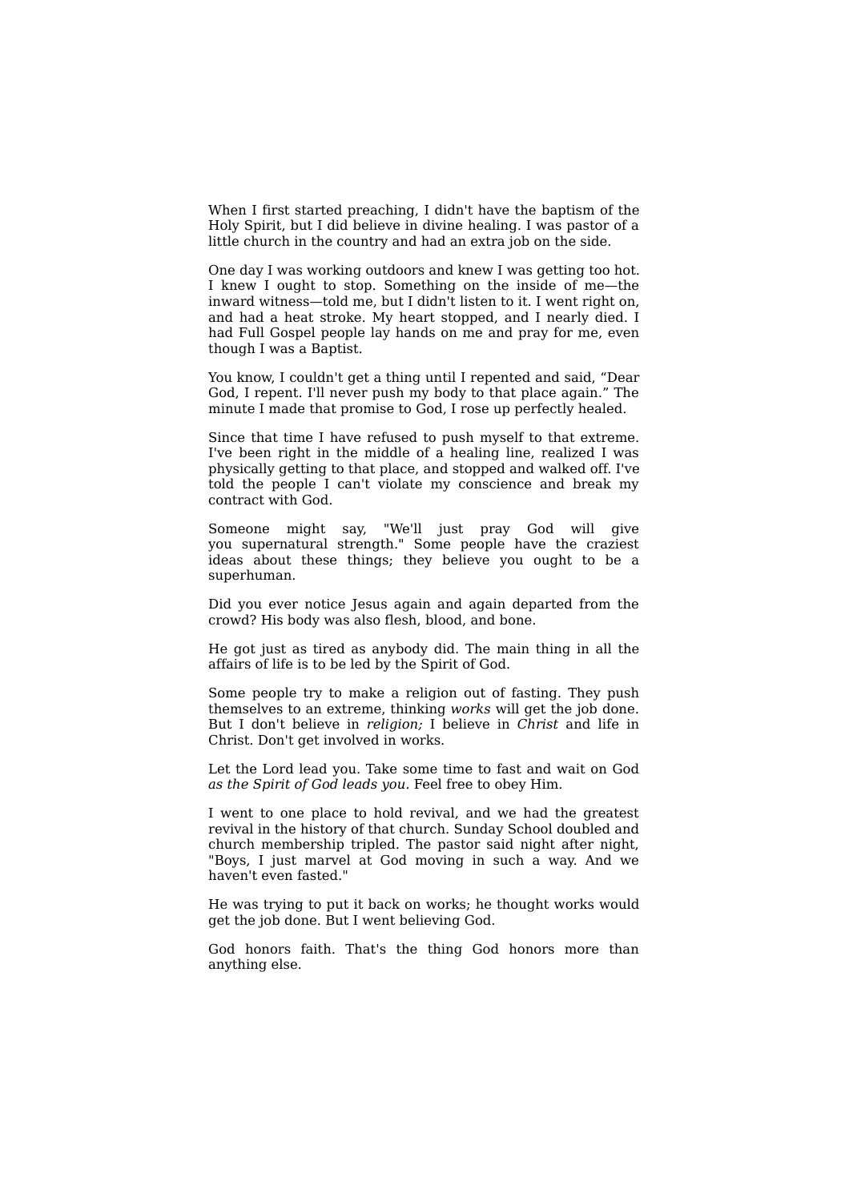When I first started preaching, I didn't have the baptism of the Holy Spirit, but I did believe in divine healing. I was pastor of a little church in the country and had an extra job on the side.

One day I was working outdoors and knew I was getting too hot. I knew I ought to stop. Something on the inside of me—the inward witness—told me, but I didn't listen to it. I went right on, and had a heat stroke. My heart stopped, and I nearly died. I had Full Gospel people lay hands on me and pray for me, even though I was a Baptist.

You know, I couldn't get a thing until I repented and said, "Dear God, I repent. I'll never push my body to that place again." The minute I made that promise to God, I rose up perfectly healed.

Since that time I have refused to push myself to that extreme. I've been right in the middle of a healing line, realized I was physically getting to that place, and stopped and walked off. I've told the people I can't violate my conscience and break my contract with God.

Someone might say, "We'll just pray God will give you supernatural strength." Some people have the craziest ideas about these things; they believe you ought to be a superhuman.

Did you ever notice Jesus again and again departed from the crowd? His body was also flesh, blood, and bone.

He got just as tired as anybody did. The main thing in all the affairs of life is to be led by the Spirit of God.

Some people try to make a religion out of fasting. They push themselves to an extreme, thinking *works* will get the job done. But I don't believe in *religion;* I believe in *Christ* and life in Christ. Don't get involved in works.

Let the Lord lead you. Take some time to fast and wait on God *as the Spirit of God leads you.* Feel free to obey Him.

I went to one place to hold revival, and we had the greatest revival in the history of that church. Sunday School doubled and church membership tripled. The pastor said night after night, "Boys, I just marvel at God moving in such a way. And we haven't even fasted."

He was trying to put it back on works; he thought works would get the job done. But I went believing God.

God honors faith. That's the thing God honors more than anything else.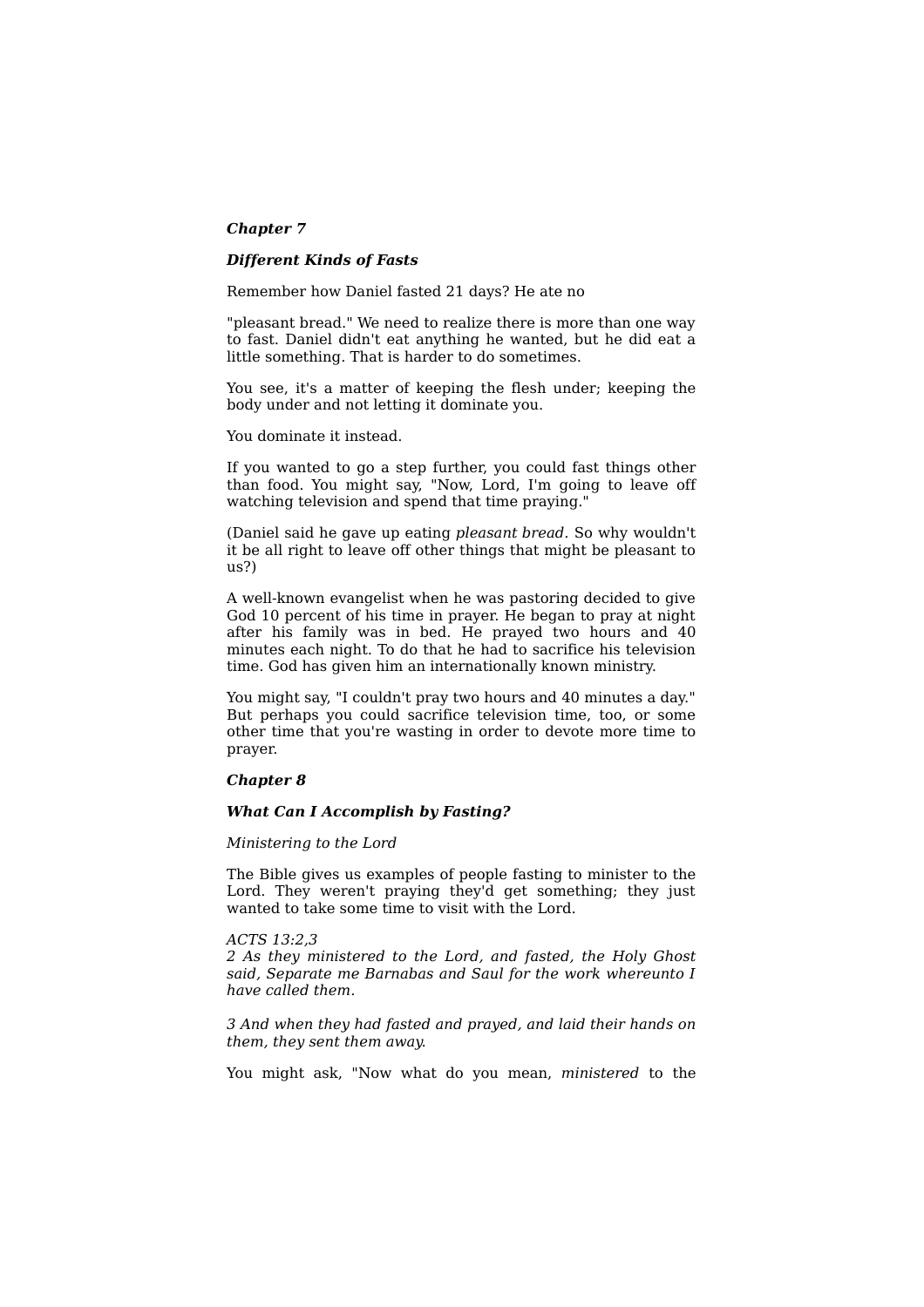## *Chapter 7*

### *Different Kinds of Fasts*

Remember how Daniel fasted 21 days? He ate no

"pleasant bread." We need to realize there is more than one way to fast. Daniel didn't eat anything he wanted, but he did eat a little something. That is harder to do sometimes.

You see, it's a matter of keeping the flesh under; keeping the body under and not letting it dominate you.

You dominate it instead.

If you wanted to go a step further, you could fast things other than food. You might say, "Now, Lord, I'm going to leave off watching television and spend that time praying."

(Daniel said he gave up eating *pleasant bread*. So why wouldn't it be all right to leave off other things that might be pleasant to us?)

A well-known evangelist when he was pastoring decided to give God 10 percent of his time in prayer. He began to pray at night after his family was in bed. He prayed two hours and 40 minutes each night. To do that he had to sacrifice his television time. God has given him an internationally known ministry.

You might say, "I couldn't pray two hours and 40 minutes a day." But perhaps you could sacrifice television time, too, or some other time that you're wasting in order to devote more time to prayer.

## *Chapter 8*

### *What Can I Accomplish by Fasting?*

*Ministering to the Lord*

The Bible gives us examples of people fasting to minister to the Lord. They weren't praying they'd get something; they just wanted to take some time to visit with the Lord.

*ACTS 13:2,3*
*2 As they ministered to the Lord, and fasted, the Holy Ghost said, Separate me Barnabas and Saul for the work whereunto I have called them.*

*3 And when they had fasted and prayed, and laid their hands on them, they sent them away.*

You might ask, "Now what do you mean, *ministered* to the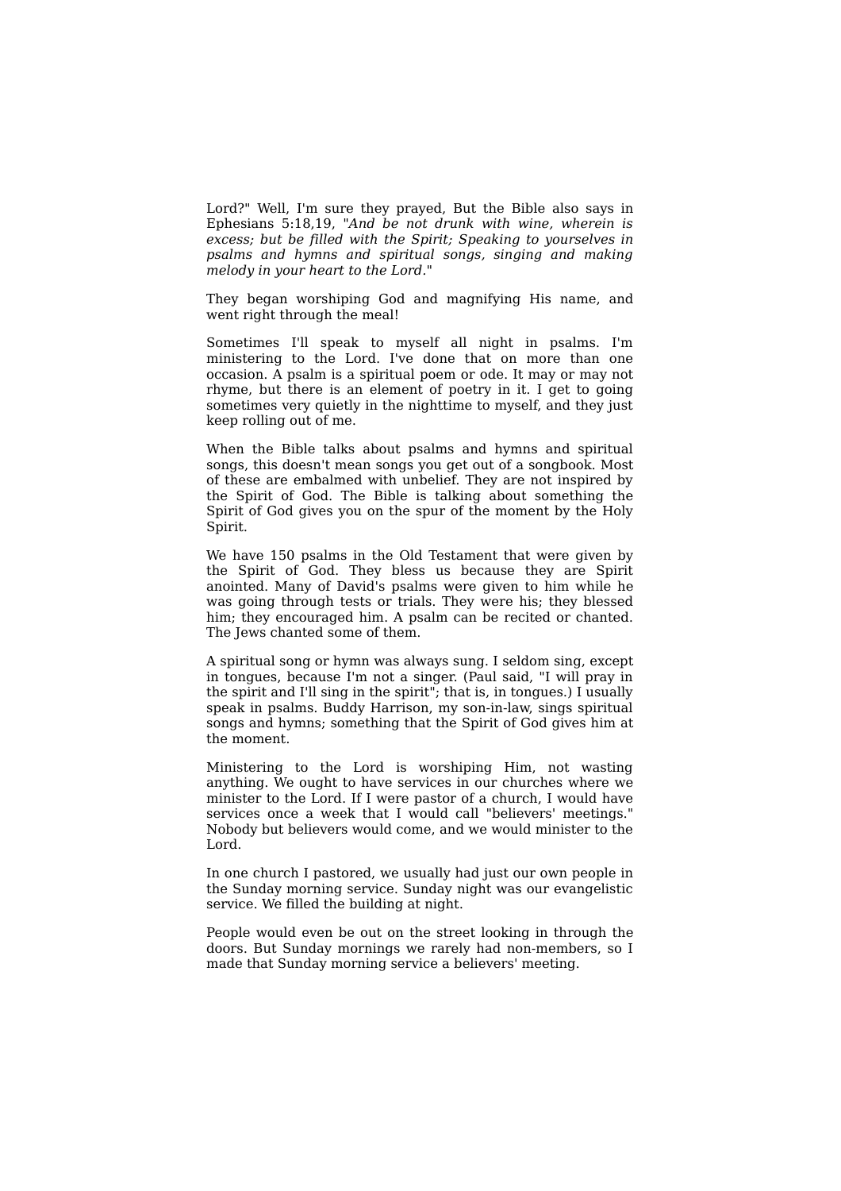Lord?" Well, I'm sure they prayed, But the Bible also says in Ephesians 5:18,19, "*And be not drunk with wine, wherein is excess; but be filled with the Spirit; Speaking to yourselves in psalms and hymns and spiritual songs, singing and making melody in your heart to the Lord*."

They began worshiping God and magnifying His name, and went right through the meal!

Sometimes I'll speak to myself all night in psalms. I'm ministering to the Lord. I've done that on more than one occasion. A psalm is a spiritual poem or ode. It may or may not rhyme, but there is an element of poetry in it. I get to going sometimes very quietly in the nighttime to myself, and they just keep rolling out of me.

When the Bible talks about psalms and hymns and spiritual songs, this doesn't mean songs you get out of a songbook. Most of these are embalmed with unbelief. They are not inspired by the Spirit of God. The Bible is talking about something the Spirit of God gives you on the spur of the moment by the Holy Spirit.

We have 150 psalms in the Old Testament that were given by the Spirit of God. They bless us because they are Spirit anointed. Many of David's psalms were given to him while he was going through tests or trials. They were his; they blessed him; they encouraged him. A psalm can be recited or chanted. The Jews chanted some of them.

A spiritual song or hymn was always sung. I seldom sing, except in tongues, because I'm not a singer. (Paul said, "I will pray in the spirit and I'll sing in the spirit"; that is, in tongues.) I usually speak in psalms. Buddy Harrison, my son-in-law, sings spiritual songs and hymns; something that the Spirit of God gives him at the moment.

Ministering to the Lord is worshiping Him, not wasting anything. We ought to have services in our churches where we minister to the Lord. If I were pastor of a church, I would have services once a week that I would call "believers' meetings." Nobody but believers would come, and we would minister to the Lord.

In one church I pastored, we usually had just our own people in the Sunday morning service. Sunday night was our evangelistic service. We filled the building at night.

People would even be out on the street looking in through the doors. But Sunday mornings we rarely had non-members, so I made that Sunday morning service a believers' meeting.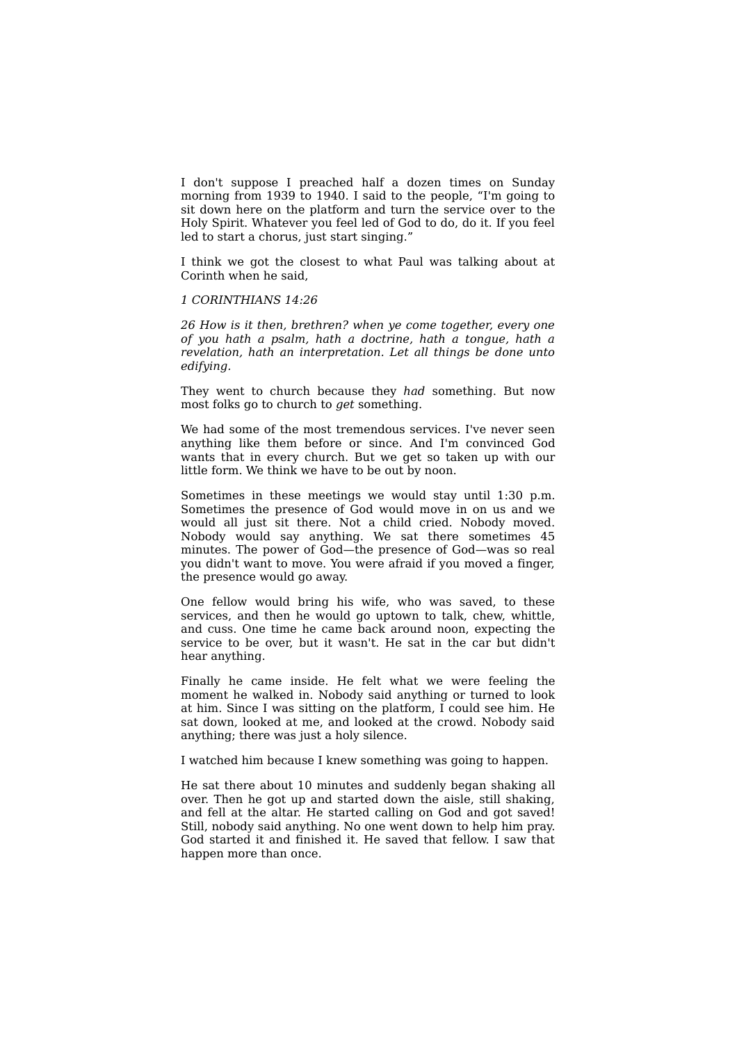I don't suppose I preached half a dozen times on Sunday morning from 1939 to 1940. I said to the people, “I'm going to sit down here on the platform and turn the service over to the Holy Spirit. Whatever you feel led of God to do, do it. If you feel led to start a chorus, just start singing.”

I think we got the closest to what Paul was talking about at Corinth when he said,

*1 CORINTHIANS 14:26*

*26 How is it then, brethren? when ye come together, every one of you hath a psalm, hath a doctrine, hath a tongue, hath a revelation, hath an interpretation. Let all things be done unto edifying.*

They went to church because they *had* something. But now most folks go to church to *get* something.

We had some of the most tremendous services. I've never seen anything like them before or since. And I'm convinced God wants that in every church. But we get so taken up with our little form. We think we have to be out by noon.

Sometimes in these meetings we would stay until 1:30 p.m. Sometimes the presence of God would move in on us and we would all just sit there. Not a child cried. Nobody moved. Nobody would say anything. We sat there sometimes 45 minutes. The power of God—the presence of God—was so real you didn't want to move. You were afraid if you moved a finger, the presence would go away.

One fellow would bring his wife, who was saved, to these services, and then he would go uptown to talk, chew, whittle, and cuss. One time he came back around noon, expecting the service to be over, but it wasn't. He sat in the car but didn't hear anything.

Finally he came inside. He felt what we were feeling the moment he walked in. Nobody said anything or turned to look at him. Since I was sitting on the platform, I could see him. He sat down, looked at me, and looked at the crowd. Nobody said anything; there was just a holy silence.

I watched him because I knew something was going to happen.

He sat there about 10 minutes and suddenly began shaking all over. Then he got up and started down the aisle, still shaking, and fell at the altar. He started calling on God and got saved! Still, nobody said anything. No one went down to help him pray. God started it and finished it. He saved that fellow. I saw that happen more than once.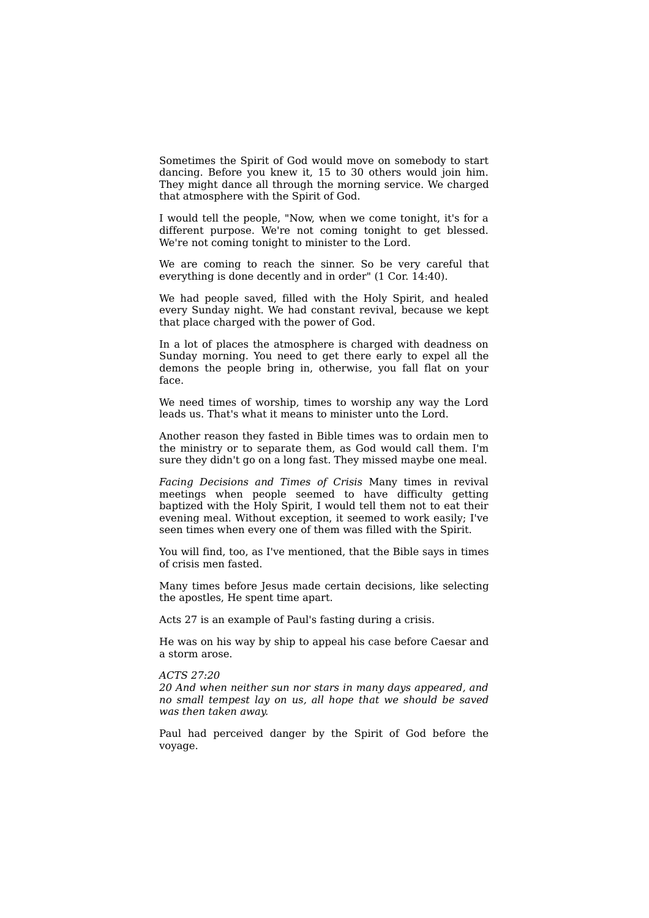Sometimes the Spirit of God would move on somebody to start dancing. Before you knew it, 15 to 30 others would join him. They might dance all through the morning service. We charged that atmosphere with the Spirit of God.

I would tell the people, "Now, when we come tonight, it's for a different purpose. We're not coming tonight to get blessed. We're not coming tonight to minister to the Lord.

We are coming to reach the sinner. So be very careful that everything is done decently and in order" (1 Cor. 14:40).

We had people saved, filled with the Holy Spirit, and healed every Sunday night. We had constant revival, because we kept that place charged with the power of God.

In a lot of places the atmosphere is charged with deadness on Sunday morning. You need to get there early to expel all the demons the people bring in, otherwise, you fall flat on your face.

We need times of worship, times to worship any way the Lord leads us. That's what it means to minister unto the Lord.

Another reason they fasted in Bible times was to ordain men to the ministry or to separate them, as God would call them. I'm sure they didn't go on a long fast. They missed maybe one meal.

*Facing Decisions and Times of Crisis* Many times in revival meetings when people seemed to have difficulty getting baptized with the Holy Spirit, I would tell them not to eat their evening meal. Without exception, it seemed to work easily; I've seen times when every one of them was filled with the Spirit.

You will find, too, as I've mentioned, that the Bible says in times of crisis men fasted.

Many times before Jesus made certain decisions, like selecting the apostles, He spent time apart.

Acts 27 is an example of Paul's fasting during a crisis.

He was on his way by ship to appeal his case before Caesar and a storm arose.

*ACTS 27:20*
*20 And when neither sun nor stars in many days appeared, and no small tempest lay on us, all hope that we should be saved was then taken away.*

Paul had perceived danger by the Spirit of God before the voyage.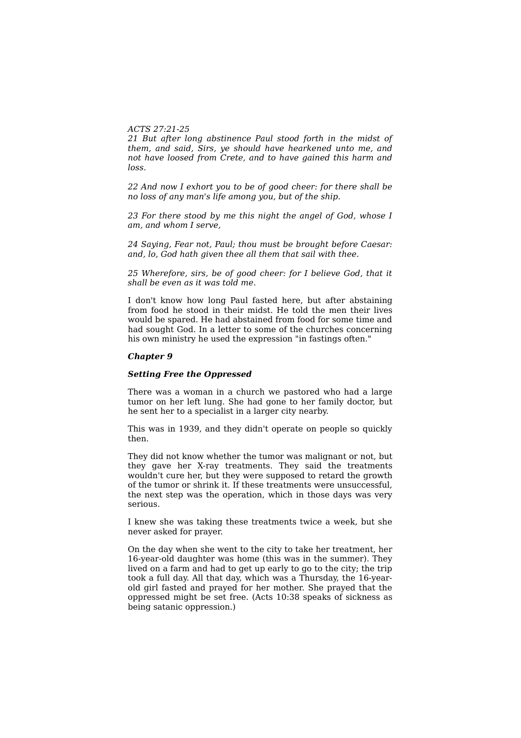*ACTS 27:21-25*
*21 But after long abstinence Paul stood forth in the midst of them, and said, Sirs, ye should have hearkened unto me, and not have loosed from Crete, and to have gained this harm and loss.*

*22 And now I exhort you to be of good cheer: for there shall be no loss of any man's life among you, but of the ship.*

*23 For there stood by me this night the angel of God, whose I am, and whom I serve,*

*24 Saying, Fear not, Paul; thou must be brought before Caesar: and, lo, God hath given thee all them that sail with thee.*

*25 Wherefore, sirs, be of good cheer: for I believe God, that it shall be even as it was told me.*

I don't know how long Paul fasted here, but after abstaining from food he stood in their midst. He told the men their lives would be spared. He had abstained from food for some time and had sought God. In a letter to some of the churches concerning his own ministry he used the expression "in fastings often."

## *Chapter 9*

### *Setting Free the Oppressed*

There was a woman in a church we pastored who had a large tumor on her left lung. She had gone to her family doctor, but he sent her to a specialist in a larger city nearby.

This was in 1939, and they didn't operate on people so quickly then.

They did not know whether the tumor was malignant or not, but they gave her X-ray treatments. They said the treatments wouldn't cure her, but they were supposed to retard the growth of the tumor or shrink it. If these treatments were unsuccessful, the next step was the operation, which in those days was very serious.

I knew she was taking these treatments twice a week, but she never asked for prayer.

On the day when she went to the city to take her treatment, her 16-year-old daughter was home (this was in the summer). They lived on a farm and had to get up early to go to the city; the trip took a full day. All that day, which was a Thursday, the 16-year-old girl fasted and prayed for her mother. She prayed that the oppressed might be set free. (Acts 10:38 speaks of sickness as being satanic oppression.)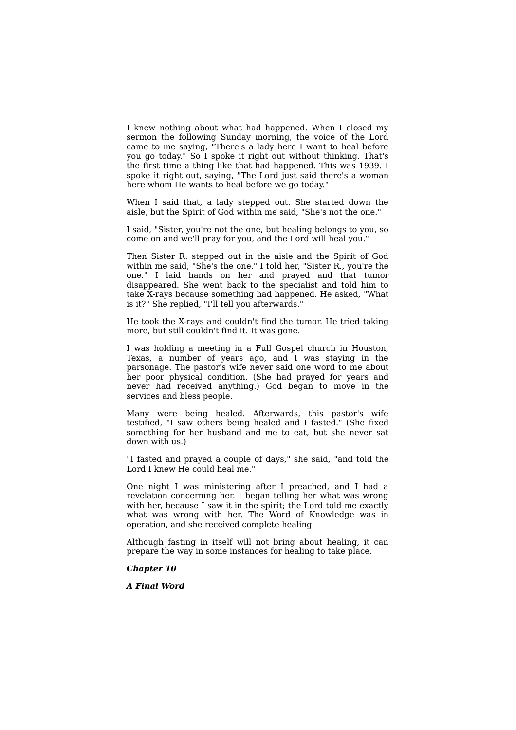I knew nothing about what had happened. When I closed my sermon the following Sunday morning, the voice of the Lord came to me saying, "There's a lady here I want to heal before you go today." So I spoke it right out without thinking. That's the first time a thing like that had happened. This was 1939. I spoke it right out, saying, "The Lord just said there's a woman here whom He wants to heal before we go today."

When I said that, a lady stepped out. She started down the aisle, but the Spirit of God within me said, "She's not the one."

I said, "Sister, you're not the one, but healing belongs to you, so come on and we'll pray for you, and the Lord will heal you."

Then Sister R. stepped out in the aisle and the Spirit of God within me said, "She's the one." I told her, "Sister R., you're the one." I laid hands on her and prayed and that tumor disappeared. She went back to the specialist and told him to take X-rays because something had happened. He asked, "What is it?" She replied, "I'll tell you afterwards."

He took the X-rays and couldn't find the tumor. He tried taking more, but still couldn't find it. It was gone.

I was holding a meeting in a Full Gospel church in Houston, Texas, a number of years ago, and I was staying in the parsonage. The pastor's wife never said one word to me about her poor physical condition. (She had prayed for years and never had received anything.) God began to move in the services and bless people.

Many were being healed. Afterwards, this pastor's wife testified, "I saw others being healed and I fasted." (She fixed something for her husband and me to eat, but she never sat down with us.)

"I fasted and prayed a couple of days," she said, "and told the Lord I knew He could heal me."

One night I was ministering after I preached, and I had a revelation concerning her. I began telling her what was wrong with her, because I saw it in the spirit; the Lord told me exactly what was wrong with her. The Word of Knowledge was in operation, and she received complete healing.

Although fasting in itself will not bring about healing, it can prepare the way in some instances for healing to take place.

## ***Chapter 10***

## ***A Final Word***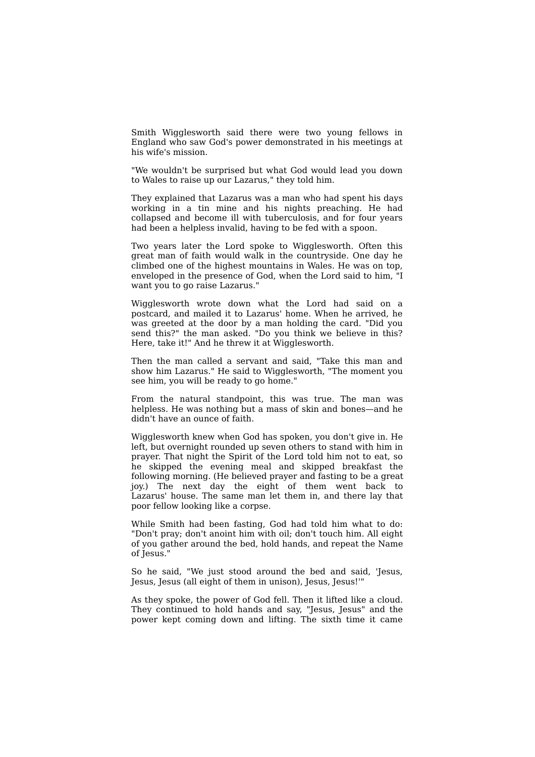Smith Wigglesworth said there were two young fellows in England who saw God's power demonstrated in his meetings at his wife's mission.

"We wouldn't be surprised but what God would lead you down to Wales to raise up our Lazarus," they told him.

They explained that Lazarus was a man who had spent his days working in a tin mine and his nights preaching. He had collapsed and become ill with tuberculosis, and for four years had been a helpless invalid, having to be fed with a spoon.

Two years later the Lord spoke to Wigglesworth. Often this great man of faith would walk in the countryside. One day he climbed one of the highest mountains in Wales. He was on top, enveloped in the presence of God, when the Lord said to him, "I want you to go raise Lazarus."

Wigglesworth wrote down what the Lord had said on a postcard, and mailed it to Lazarus' home. When he arrived, he was greeted at the door by a man holding the card. "Did you send this?" the man asked. "Do you think we believe in this? Here, take it!" And he threw it at Wigglesworth.

Then the man called a servant and said, "Take this man and show him Lazarus." He said to Wigglesworth, "The moment you see him, you will be ready to go home."

From the natural standpoint, this was true. The man was helpless. He was nothing but a mass of skin and bones—and he didn't have an ounce of faith.

Wigglesworth knew when God has spoken, you don't give in. He left, but overnight rounded up seven others to stand with him in prayer. That night the Spirit of the Lord told him not to eat, so he skipped the evening meal and skipped breakfast the following morning. (He believed prayer and fasting to be a great joy.) The next day the eight of them went back to Lazarus' house. The same man let them in, and there lay that poor fellow looking like a corpse.

While Smith had been fasting, God had told him what to do: "Don't pray; don't anoint him with oil; don't touch him. All eight of you gather around the bed, hold hands, and repeat the Name of Jesus."

So he said, "We just stood around the bed and said, 'Jesus, Jesus, Jesus (all eight of them in unison), Jesus, Jesus!'"

As they spoke, the power of God fell. Then it lifted like a cloud. They continued to hold hands and say, "Jesus, Jesus" and the power kept coming down and lifting. The sixth time it came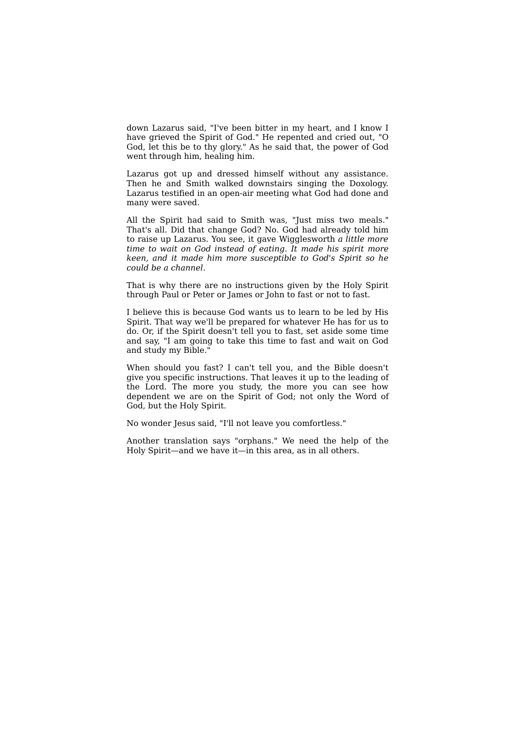down Lazarus said, "I've been bitter in my heart, and I know I have grieved the Spirit of God." He repented and cried out, "O God, let this be to thy glory." As he said that, the power of God went through him, healing him.

Lazarus got up and dressed himself without any assistance. Then he and Smith walked downstairs singing the Doxology. Lazarus testified in an open-air meeting what God had done and many were saved.

All the Spirit had said to Smith was, "Just miss two meals." That's all. Did that change God? No. God had already told him to raise up Lazarus. You see, it gave Wigglesworth *a little more time to wait on God instead of eating. It made his spirit more keen, and it made him more susceptible to God's Spirit so he could be a channel*.

That is why there are no instructions given by the Holy Spirit through Paul or Peter or James or John to fast or not to fast.

I believe this is because God wants us to learn to be led by His Spirit. That way we'll be prepared for whatever He has for us to do. Or, if the Spirit doesn't tell you to fast, set aside some time and say, "I am going to take this time to fast and wait on God and study my Bible."

When should you fast? I can't tell you, and the Bible doesn't give you specific instructions. That leaves it up to the leading of the Lord. The more you study, the more you can see how dependent we are on the Spirit of God; not only the Word of God, but the Holy Spirit.

No wonder Jesus said, "I'll not leave you comfortless."

Another translation says "orphans." We need the help of the Holy Spirit—and we have it—in this area, as in all others.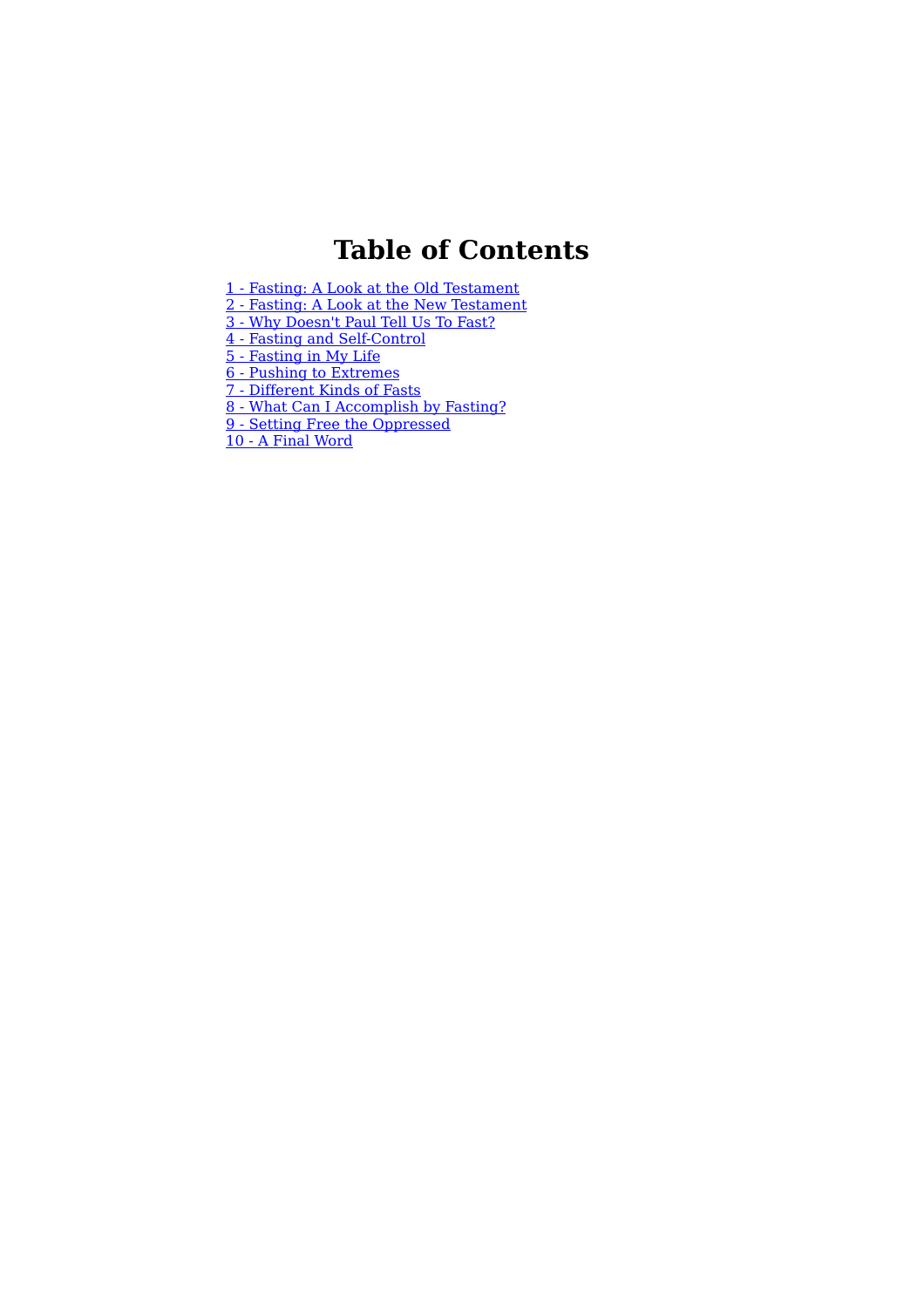# Table of Contents

1 - Fasting: A Look at the Old Testament
2 - Fasting: A Look at the New Testament
3 - Why Doesn't Paul Tell Us To Fast?
4 - Fasting and Self-Control
5 - Fasting in My Life
6 - Pushing to Extremes
7 - Different Kinds of Fasts
8 - What Can I Accomplish by Fasting?
9 - Setting Free the Oppressed
10 - A Final Word